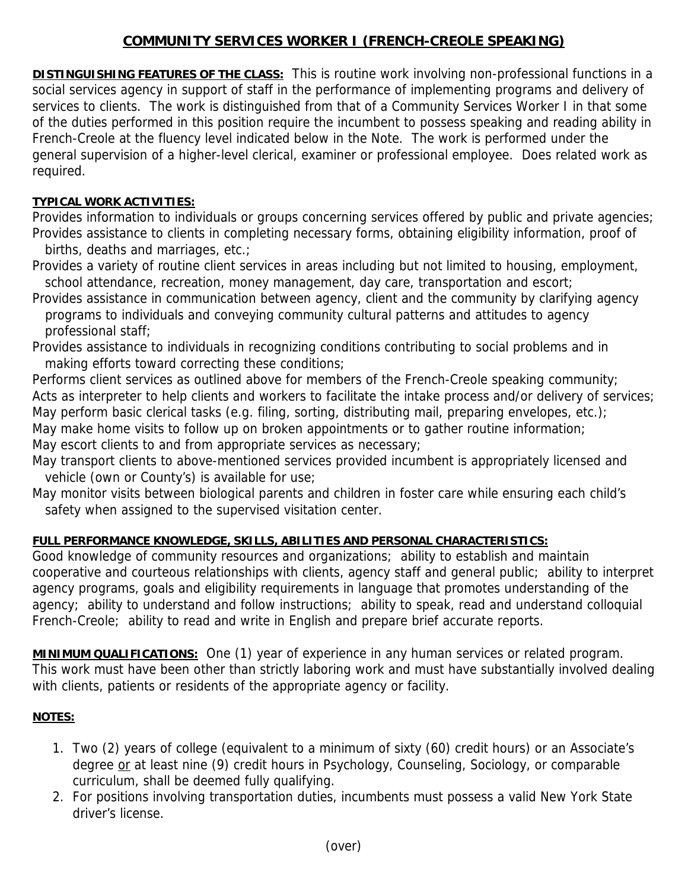# COMMUNITY SERVICES WORKER I (FRENCH-CREOLE SPEAKING)

**DISTINGUISHING FEATURES OF THE CLASS:** This is routine work involving non-professional functions in a social services agency in support of staff in the performance of implementing programs and delivery of services to clients. The work is distinguished from that of a Community Services Worker I in that some of the duties performed in this position require the incumbent to possess speaking and reading ability in French-Creole at the fluency level indicated below in the Note. The work is performed under the general supervision of a higher-level clerical, examiner or professional employee. Does related work as required.

**TYPICAL WORK ACTIVITIES:**

Provides information to individuals or groups concerning services offered by public and private agencies;
Provides assistance to clients in completing necessary forms, obtaining eligibility information, proof of births, deaths and marriages, etc.;
Provides a variety of routine client services in areas including but not limited to housing, employment, school attendance, recreation, money management, day care, transportation and escort;
Provides assistance in communication between agency, client and the community by clarifying agency programs to individuals and conveying community cultural patterns and attitudes to agency professional staff;
Provides assistance to individuals in recognizing conditions contributing to social problems and in making efforts toward correcting these conditions;
Performs client services as outlined above for members of the French-Creole speaking community;
Acts as interpreter to help clients and workers to facilitate the intake process and/or delivery of services;
May perform basic clerical tasks (e.g. filing, sorting, distributing mail, preparing envelopes, etc.);
May make home visits to follow up on broken appointments or to gather routine information;
May escort clients to and from appropriate services as necessary;
May transport clients to above-mentioned services provided incumbent is appropriately licensed and vehicle (own or County's) is available for use;
May monitor visits between biological parents and children in foster care while ensuring each child's safety when assigned to the supervised visitation center.

**FULL PERFORMANCE KNOWLEDGE, SKILLS, ABILITIES AND PERSONAL CHARACTERISTICS:**

Good knowledge of community resources and organizations; ability to establish and maintain cooperative and courteous relationships with clients, agency staff and general public; ability to interpret agency programs, goals and eligibility requirements in language that promotes understanding of the agency; ability to understand and follow instructions; ability to speak, read and understand colloquial French-Creole; ability to read and write in English and prepare brief accurate reports.

**MINIMUM QUALIFICATIONS:** One (1) year of experience in any human services or related program. This work must have been other than strictly laboring work and must have substantially involved dealing with clients, patients or residents of the appropriate agency or facility.

**NOTES:**

1. Two (2) years of college (equivalent to a minimum of sixty (60) credit hours) or an Associate's degree <u>or</u> at least nine (9) credit hours in Psychology, Counseling, Sociology, or comparable curriculum, shall be deemed fully qualifying.
2. For positions involving transportation duties, incumbents must possess a valid New York State driver's license.

(over)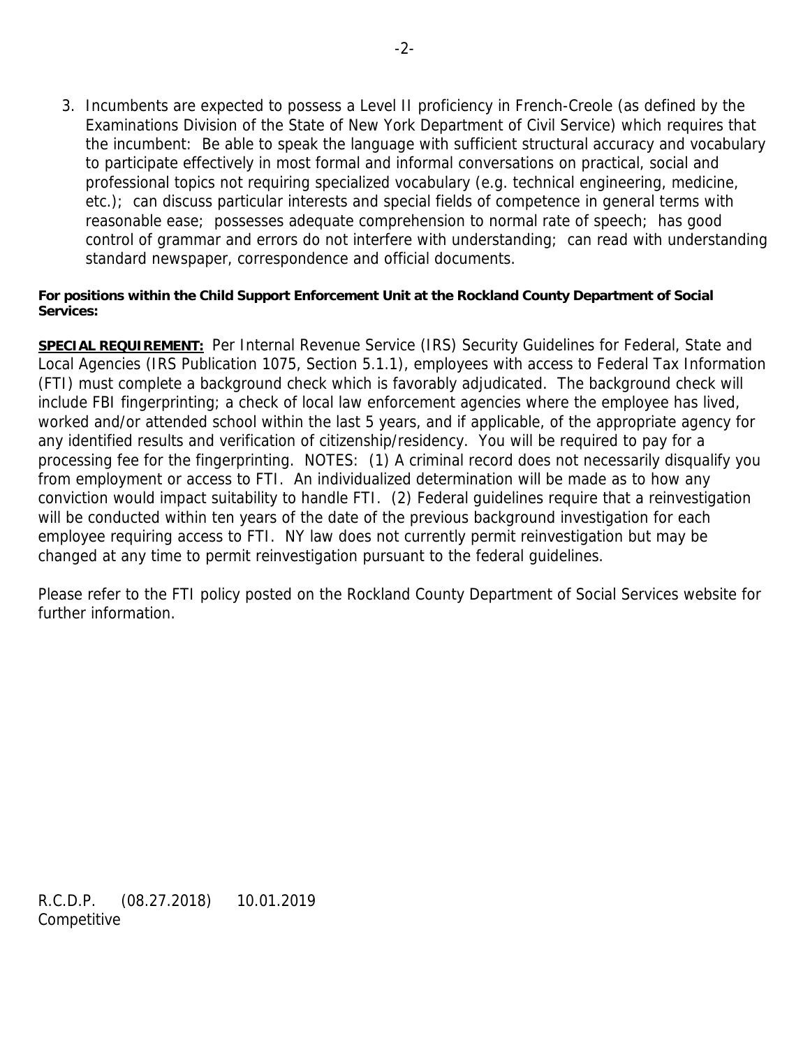3. Incumbents are expected to possess a Level II proficiency in French-Creole (as defined by the Examinations Division of the State of New York Department of Civil Service) which requires that the incumbent: Be able to speak the language with sufficient structural accuracy and vocabulary to participate effectively in most formal and informal conversations on practical, social and professional topics not requiring specialized vocabulary (e.g. technical engineering, medicine, etc.); can discuss particular interests and special fields of competence in general terms with reasonable ease; possesses adequate comprehension to normal rate of speech; has good control of grammar and errors do not interfere with understanding; can read with understanding standard newspaper, correspondence and official documents.

**For positions within the Child Support Enforcement Unit at the Rockland County Department of Social Services:**

**SPECIAL REQUIREMENT:** Per Internal Revenue Service (IRS) Security Guidelines for Federal, State and Local Agencies (IRS Publication 1075, Section 5.1.1), employees with access to Federal Tax Information (FTI) must complete a background check which is favorably adjudicated. The background check will include FBI fingerprinting; a check of local law enforcement agencies where the employee has lived, worked and/or attended school within the last 5 years, and if applicable, of the appropriate agency for any identified results and verification of citizenship/residency. You will be required to pay for a processing fee for the fingerprinting. NOTES: (1) A criminal record does not necessarily disqualify you from employment or access to FTI. An individualized determination will be made as to how any conviction would impact suitability to handle FTI. (2) Federal guidelines require that a reinvestigation will be conducted within ten years of the date of the previous background investigation for each employee requiring access to FTI. NY law does not currently permit reinvestigation but may be changed at any time to permit reinvestigation pursuant to the federal guidelines.

Please refer to the FTI policy posted on the Rockland County Department of Social Services website for further information.

R.C.D.P. (08.27.2018) 10.01.2019
Competitive